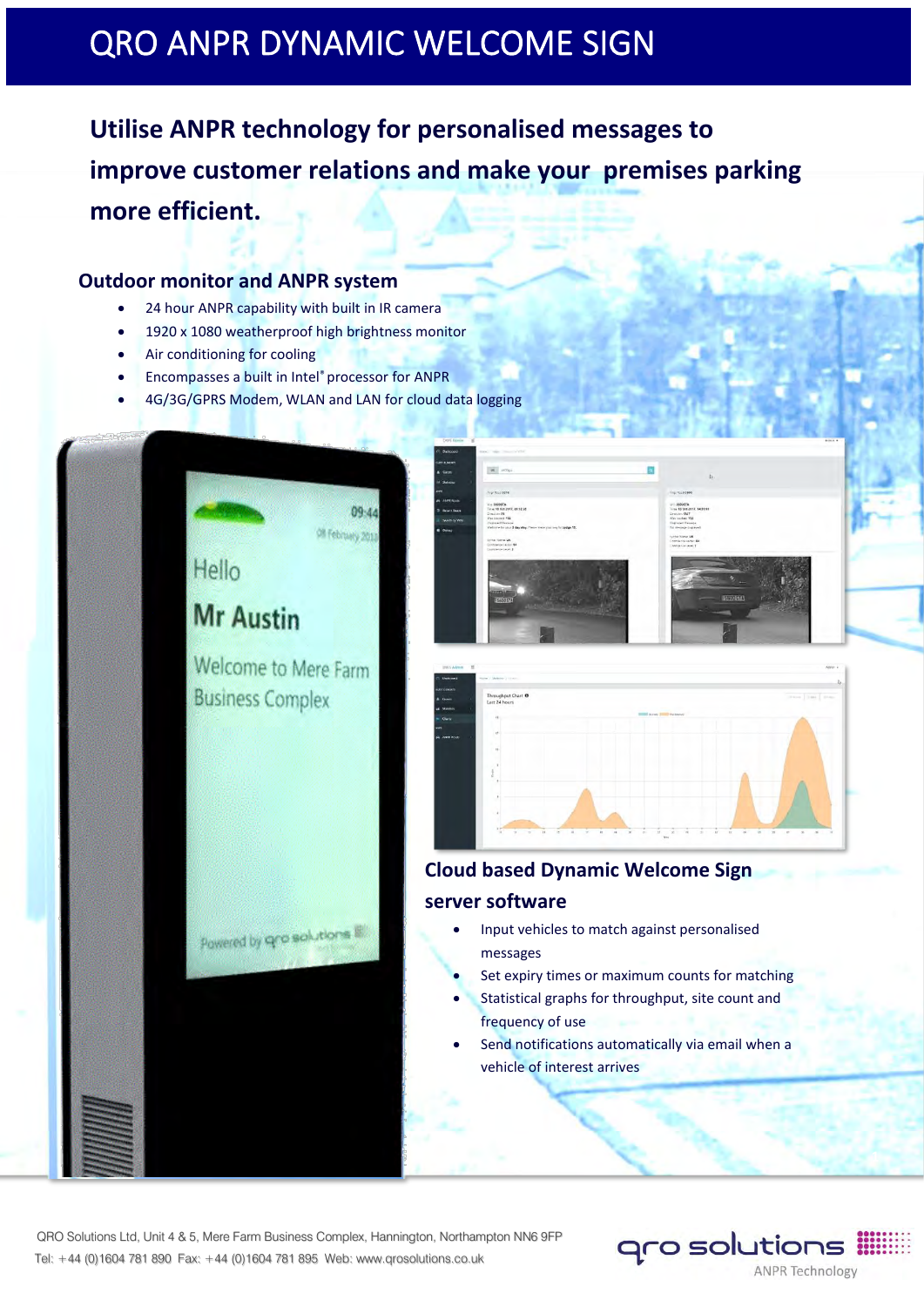# QRO ANPR DYNAMIC WELCOME SIGN

## Utilise ANPR technology for personalised messages to improve customer relations and make your premises parking more efficient.

### Outdoor monitor and ANPR system

- 24 hour ANPR capability with built in IR camera
- 1920 x 1080 weatherproof high brightness monitor
- Air conditioning for cooling
- Encompasses a built in Intel® processor for ANPR
- 4G/3G/GPRS Modem, WLAN and LAN for cloud data logging

### Cloud based Dynamic Welcome Sign server software

- Input vehicles to match against personalised messages
- Set expiry times or maximum counts for matching
- Statistical graphs for throughput, site count and frequency of use
- Send notifications automatically via email when a vehicle of interest arrives

QRO Solutions Ltd, Unit 4 & 5, Mere Farm Business Complex, Hannington, Northampton NN6 9FP
Tel: +44 (0)1604 781 890 Fax: +44 (0)1604 781 895 Web: www.qrosolutions.co.uk

qro solutions
ANPR Technology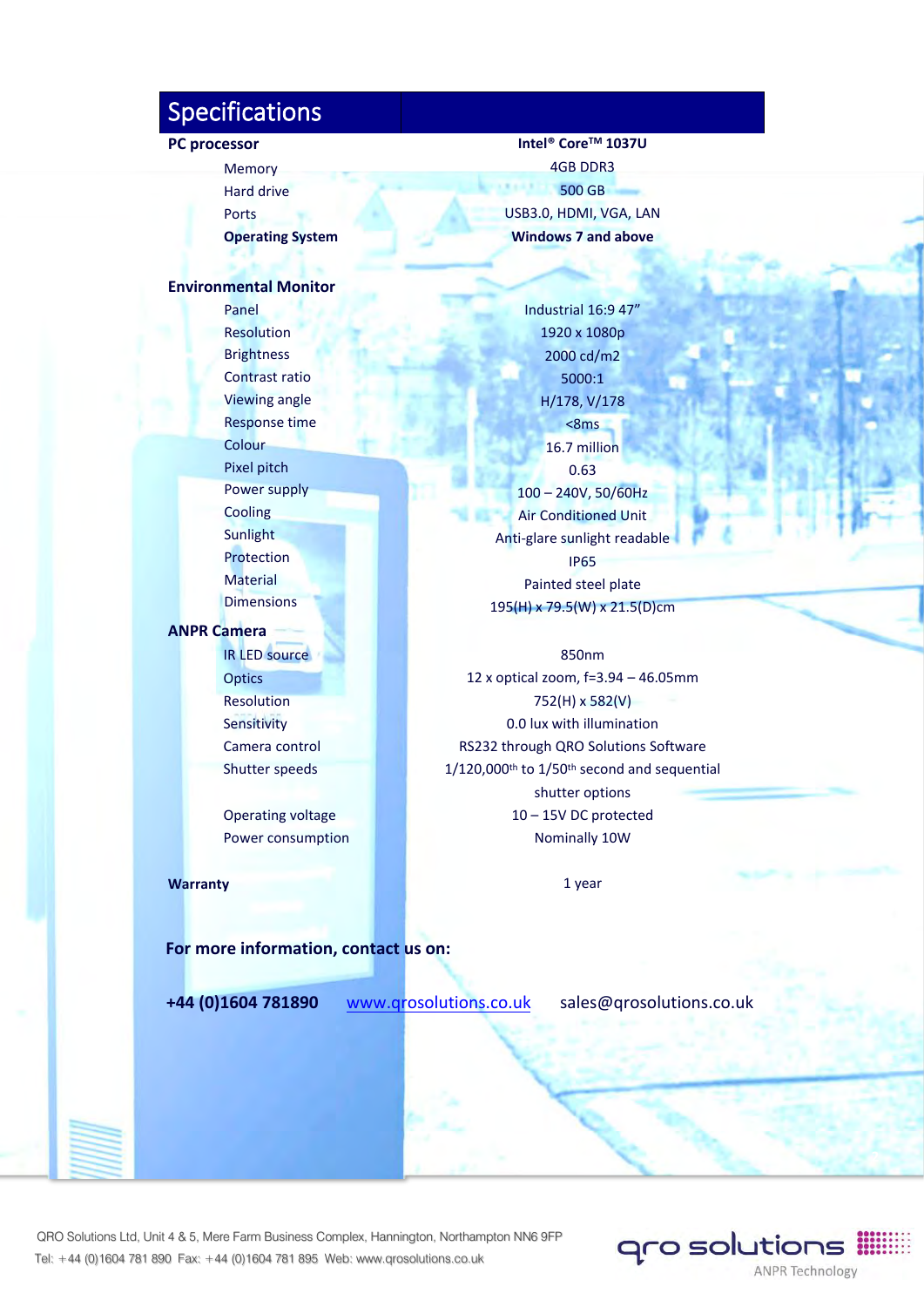## Specifications

| | |
|---|---|
| **PC processor** | **Intel® Core™ 1037U** |
| Memory | 4GB DDR3 |
| Hard drive | 500 GB |
| Ports | USB3.0, HDMI, VGA, LAN |
| **Operating System** | **Windows 7 and above** |
| **Environmental Monitor** | |
| Panel | Industrial 16:9 47" |
| Resolution | 1920 x 1080p |
| Brightness | 2000 cd/m2 |
| Contrast ratio | 5000:1 |
| Viewing angle | H/178, V/178 |
| Response time | <8ms |
| Colour | 16.7 million |
| Pixel pitch | 0.63 |
| Power supply | 100 – 240V, 50/60Hz |
| Cooling | Air Conditioned Unit |
| Sunlight | Anti-glare sunlight readable |
| Protection | IP65 |
| Material | Painted steel plate |
| Dimensions | 195(H) x 79.5(W) x 21.5(D)cm |
| **ANPR Camera** | |
| IR LED source | 850nm |
| Optics | 12 x optical zoom, f=3.94 – 46.05mm |
| Resolution | 752(H) x 582(V) |
| Sensitivity | 0.0 lux with illumination |
| Camera control | RS232 through QRO Solutions Software |
| Shutter speeds | 1/120,000th to 1/50th second and sequential shutter options |
| Operating voltage | 10 – 15V DC protected |
| Power consumption | Nominally 10W |
| **Warranty** | 1 year |

**For more information, contact us on:**

**+44 (0)1604 781890** www.qrosolutions.co.uk sales@qrosolutions.co.uk

QRO Solutions Ltd, Unit 4 & 5, Mere Farm Business Complex, Hannington, Northampton NN6 9FP
Tel: +44 (0)1604 781 890 Fax: +44 (0)1604 781 895 Web: www.qrosolutions.co.uk

qro solutions
ANPR Technology